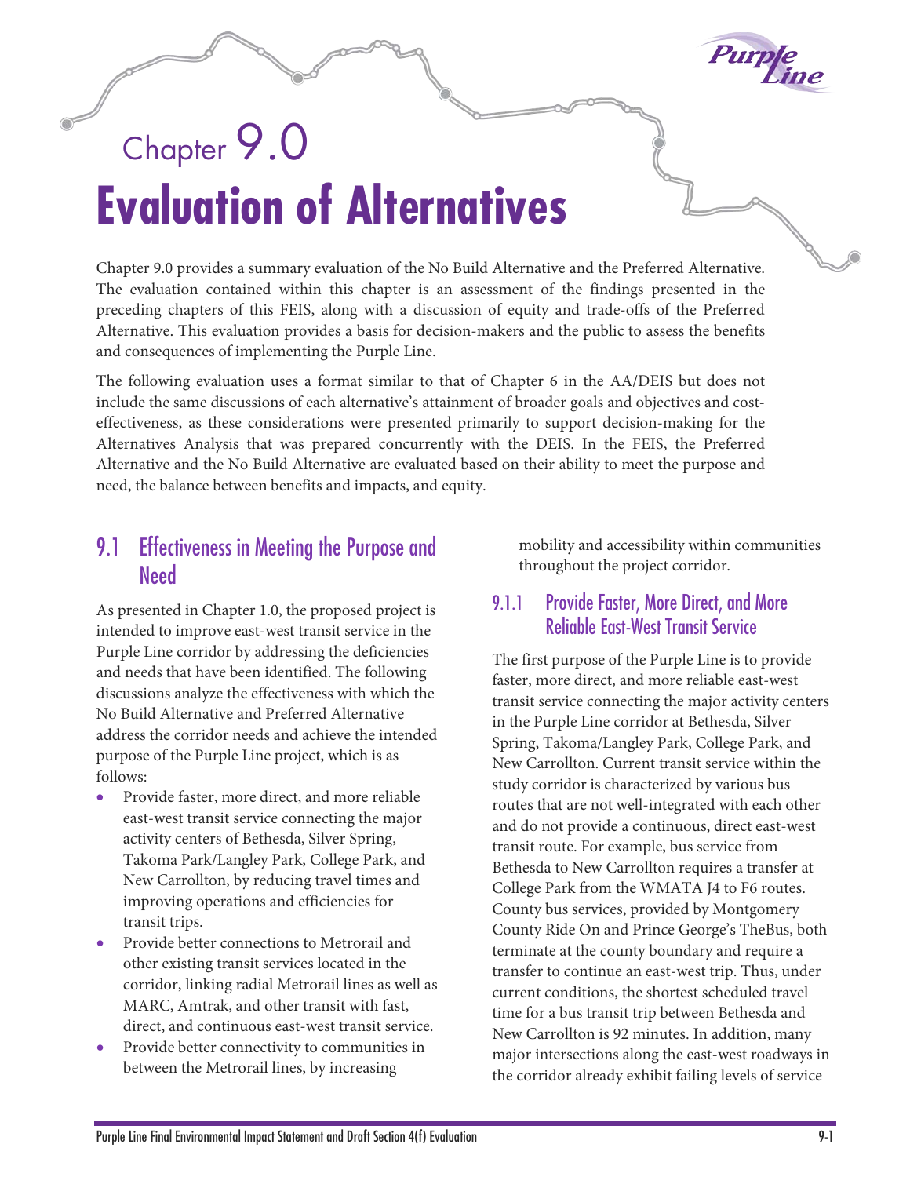# Chapter 9.0 Evaluation of Alternatives

Chapter 9.0 provides a summary evaluation of the No Build Alternative and the Preferred Alternative. The evaluation contained within this chapter is an assessment of the findings presented in the preceding chapters of this FEIS, along with a discussion of equity and trade-offs of the Preferred Alternative. This evaluation provides a basis for decision-makers and the public to assess the benefits and consequences of implementing the Purple Line.

The following evaluation uses a format similar to that of Chapter 6 in the AA/DEIS but does not include the same discussions of each alternative's attainment of broader goals and objectives and cost-effectiveness, as these considerations were presented primarily to support decision-making for the Alternatives Analysis that was prepared concurrently with the DEIS. In the FEIS, the Preferred Alternative and the No Build Alternative are evaluated based on their ability to meet the purpose and need, the balance between benefits and impacts, and equity.

## 9.1 Effectiveness in Meeting the Purpose and Need

As presented in Chapter 1.0, the proposed project is intended to improve east-west transit service in the Purple Line corridor by addressing the deficiencies and needs that have been identified. The following discussions analyze the effectiveness with which the No Build Alternative and Preferred Alternative address the corridor needs and achieve the intended purpose of the Purple Line project, which is as follows:

- Provide faster, more direct, and more reliable east-west transit service connecting the major activity centers of Bethesda, Silver Spring, Takoma Park/Langley Park, College Park, and New Carrollton, by reducing travel times and improving operations and efficiencies for transit trips.
- Provide better connections to Metrorail and other existing transit services located in the corridor, linking radial Metrorail lines as well as MARC, Amtrak, and other transit with fast, direct, and continuous east-west transit service.
- Provide better connectivity to communities in between the Metrorail lines, by increasing mobility and accessibility within communities throughout the project corridor.

### 9.1.1 Provide Faster, More Direct, and More Reliable East-West Transit Service

The first purpose of the Purple Line is to provide faster, more direct, and more reliable east-west transit service connecting the major activity centers in the Purple Line corridor at Bethesda, Silver Spring, Takoma/Langley Park, College Park, and New Carrollton. Current transit service within the study corridor is characterized by various bus routes that are not well-integrated with each other and do not provide a continuous, direct east-west transit route. For example, bus service from Bethesda to New Carrollton requires a transfer at College Park from the WMATA J4 to F6 routes. County bus services, provided by Montgomery County Ride On and Prince George's TheBus, both terminate at the county boundary and require a transfer to continue an east-west trip. Thus, under current conditions, the shortest scheduled travel time for a bus transit trip between Bethesda and New Carrollton is 92 minutes. In addition, many major intersections along the east-west roadways in the corridor already exhibit failing levels of service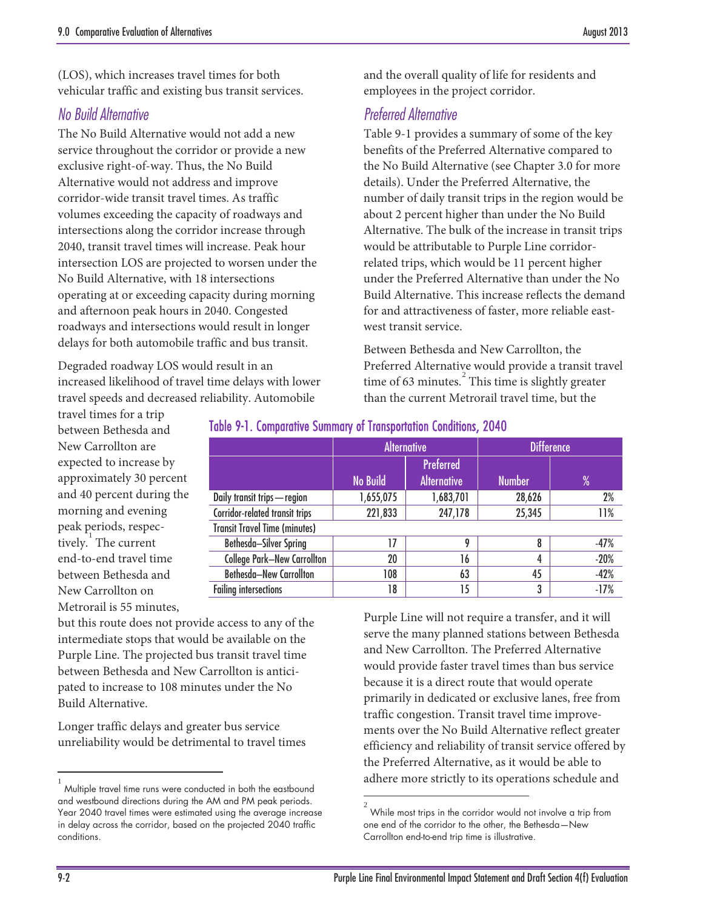(LOS), which increases travel times for both vehicular traffic and existing bus transit services.

### *No Build Alternative*

The No Build Alternative would not add a new service throughout the corridor or provide a new exclusive right-of-way. Thus, the No Build Alternative would not address and improve corridor-wide transit travel times. As traffic volumes exceeding the capacity of roadways and intersections along the corridor increase through 2040, transit travel times will increase. Peak hour intersection LOS are projected to worsen under the No Build Alternative, with 18 intersections operating at or exceeding capacity during morning and afternoon peak hours in 2040. Congested roadways and intersections would result in longer delays for both automobile traffic and bus transit.

Degraded roadway LOS would result in an increased likelihood of travel time delays with lower travel speeds and decreased reliability. Automobile travel times for a trip between Bethesda and New Carrollton are expected to increase by approximately 30 percent and 40 percent during the morning and evening peak periods, respectively.[1] The current end-to-end travel time between Bethesda and New Carrollton on Metrorail is 55 minutes, but this route does not provide access to any of the intermediate stops that would be available on the Purple Line. The projected bus transit travel time between Bethesda and New Carrollton is anticipated to increase to 108 minutes under the No Build Alternative.

Longer traffic delays and greater bus service unreliability would be detrimental to travel times and the overall quality of life for residents and employees in the project corridor.

### *Preferred Alternative*

Table 9-1 provides a summary of some of the key benefits of the Preferred Alternative compared to the No Build Alternative (see Chapter 3.0 for more details). Under the Preferred Alternative, the number of daily transit trips in the region would be about 2 percent higher than under the No Build Alternative. The bulk of the increase in transit trips would be attributable to Purple Line corridor-related trips, which would be 11 percent higher under the Preferred Alternative than under the No Build Alternative. This increase reflects the demand for and attractiveness of faster, more reliable east-west transit service.

Between Bethesda and New Carrollton, the Preferred Alternative would provide a transit travel time of 63 minutes.[2] This time is slightly greater than the current Metrorail travel time, but the Purple Line will not require a transfer, and it will serve the many planned stations between Bethesda and New Carrollton. The Preferred Alternative would provide faster travel times than bus service because it is a direct route that would operate primarily in dedicated or exclusive lanes, free from traffic congestion. Transit travel time improvements over the No Build Alternative reflect greater efficiency and reliability of transit service offered by the Preferred Alternative, as it would be able to adhere more strictly to its operations schedule and

**Table 9-1. Comparative Summary of Transportation Conditions, 2040**

| | Alternative | | Difference | |
|---|---|---|---|---|
| | No Build | Preferred Alternative | Number | % |
| Daily transit trips—region | 1,655,075 | 1,683,701 | 28,626 | 2% |
| Corridor-related transit trips | 221,833 | 247,178 | 25,345 | 11% |
| Transit Travel Time (minutes) | | | | |
| Bethesda–Silver Spring | 17 | 9 | 8 | -47% |
| College Park–New Carrollton | 20 | 16 | 4 | -20% |
| Bethesda–New Carrollton | 108 | 63 | 45 | -42% |
| Failing intersections | 18 | 15 | 3 | -17% |

---

[1] Multiple travel time runs were conducted in both the eastbound and westbound directions during the AM and PM peak periods. Year 2040 travel times were estimated using the average increase in delay across the corridor, based on the projected 2040 traffic conditions.

[2] While most trips in the corridor would not involve a trip from one end of the corridor to the other, the Bethesda—New Carrollton end-to-end trip time is illustrative.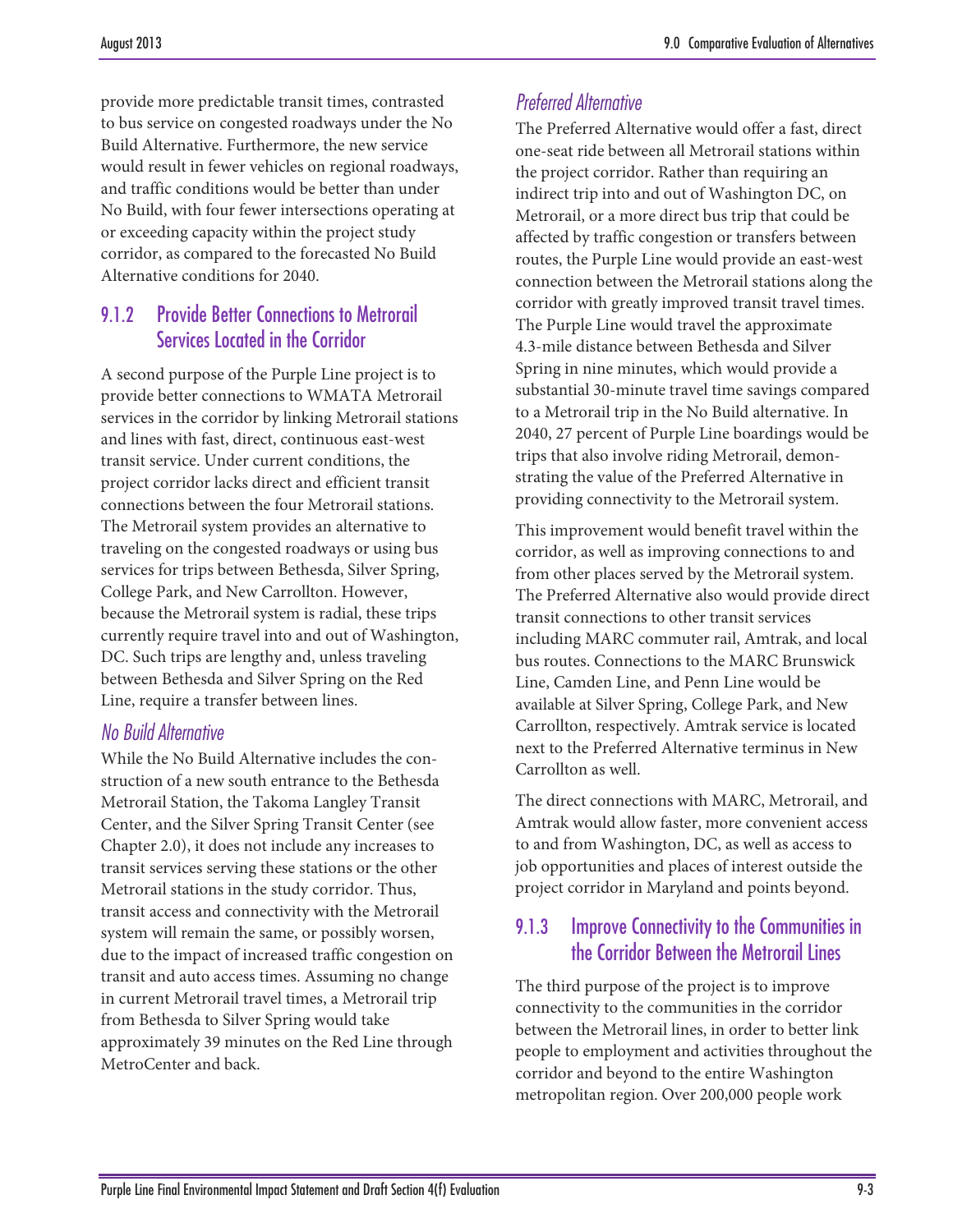provide more predictable transit times, contrasted to bus service on congested roadways under the No Build Alternative. Furthermore, the new service would result in fewer vehicles on regional roadways, and traffic conditions would be better than under No Build, with four fewer intersections operating at or exceeding capacity within the project study corridor, as compared to the forecasted No Build Alternative conditions for 2040.

### 9.1.2 Provide Better Connections to Metrorail Services Located in the Corridor

A second purpose of the Purple Line project is to provide better connections to WMATA Metrorail services in the corridor by linking Metrorail stations and lines with fast, direct, continuous east-west transit service. Under current conditions, the project corridor lacks direct and efficient transit connections between the four Metrorail stations. The Metrorail system provides an alternative to traveling on the congested roadways or using bus services for trips between Bethesda, Silver Spring, College Park, and New Carrollton. However, because the Metrorail system is radial, these trips currently require travel into and out of Washington, DC. Such trips are lengthy and, unless traveling between Bethesda and Silver Spring on the Red Line, require a transfer between lines.

#### *No Build Alternative*

While the No Build Alternative includes the construction of a new south entrance to the Bethesda Metrorail Station, the Takoma Langley Transit Center, and the Silver Spring Transit Center (see Chapter 2.0), it does not include any increases to transit services serving these stations or the other Metrorail stations in the study corridor. Thus, transit access and connectivity with the Metrorail system will remain the same, or possibly worsen, due to the impact of increased traffic congestion on transit and auto access times. Assuming no change in current Metrorail travel times, a Metrorail trip from Bethesda to Silver Spring would take approximately 39 minutes on the Red Line through MetroCenter and back.

#### *Preferred Alternative*

The Preferred Alternative would offer a fast, direct one-seat ride between all Metrorail stations within the project corridor. Rather than requiring an indirect trip into and out of Washington DC, on Metrorail, or a more direct bus trip that could be affected by traffic congestion or transfers between routes, the Purple Line would provide an east-west connection between the Metrorail stations along the corridor with greatly improved transit travel times. The Purple Line would travel the approximate 4.3-mile distance between Bethesda and Silver Spring in nine minutes, which would provide a substantial 30-minute travel time savings compared to a Metrorail trip in the No Build alternative. In 2040, 27 percent of Purple Line boardings would be trips that also involve riding Metrorail, demonstrating the value of the Preferred Alternative in providing connectivity to the Metrorail system.

This improvement would benefit travel within the corridor, as well as improving connections to and from other places served by the Metrorail system. The Preferred Alternative also would provide direct transit connections to other transit services including MARC commuter rail, Amtrak, and local bus routes. Connections to the MARC Brunswick Line, Camden Line, and Penn Line would be available at Silver Spring, College Park, and New Carrollton, respectively. Amtrak service is located next to the Preferred Alternative terminus in New Carrollton as well.

The direct connections with MARC, Metrorail, and Amtrak would allow faster, more convenient access to and from Washington, DC, as well as access to job opportunities and places of interest outside the project corridor in Maryland and points beyond.

### 9.1.3 Improve Connectivity to the Communities in the Corridor Between the Metrorail Lines

The third purpose of the project is to improve connectivity to the communities in the corridor between the Metrorail lines, in order to better link people to employment and activities throughout the corridor and beyond to the entire Washington metropolitan region. Over 200,000 people work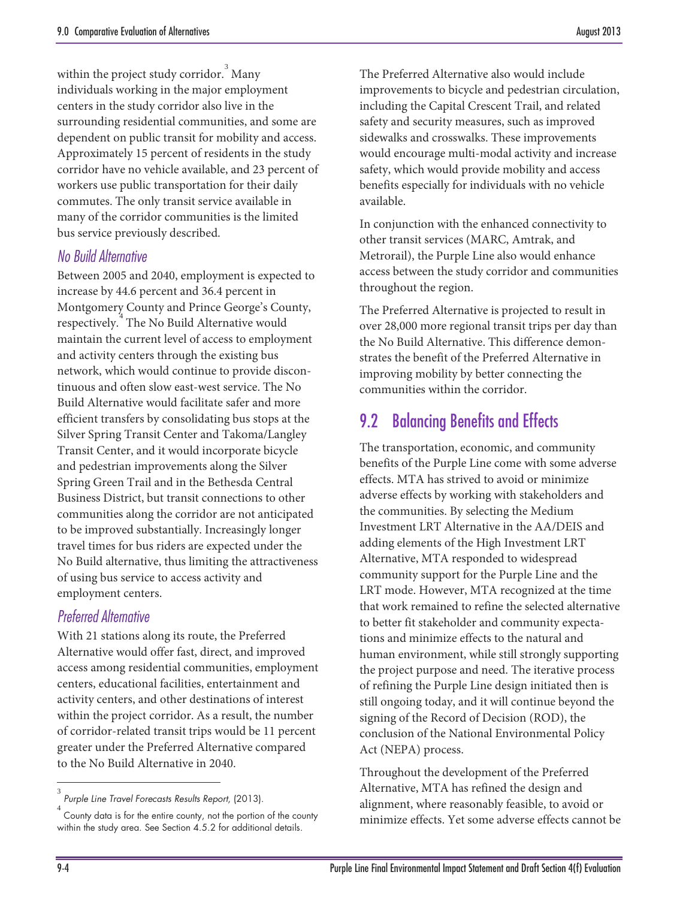within the project study corridor.[3] Many individuals working in the major employment centers in the study corridor also live in the surrounding residential communities, and some are dependent on public transit for mobility and access. Approximately 15 percent of residents in the study corridor have no vehicle available, and 23 percent of workers use public transportation for their daily commutes. The only transit service available in many of the corridor communities is the limited bus service previously described.

### *No Build Alternative*

Between 2005 and 2040, employment is expected to increase by 44.6 percent and 36.4 percent in Montgomery County and Prince George's County, respectively.[4] The No Build Alternative would maintain the current level of access to employment and activity centers through the existing bus network, which would continue to provide discontinuous and often slow east-west service. The No Build Alternative would facilitate safer and more efficient transfers by consolidating bus stops at the Silver Spring Transit Center and Takoma/Langley Transit Center, and it would incorporate bicycle and pedestrian improvements along the Silver Spring Green Trail and in the Bethesda Central Business District, but transit connections to other communities along the corridor are not anticipated to be improved substantially. Increasingly longer travel times for bus riders are expected under the No Build alternative, thus limiting the attractiveness of using bus service to access activity and employment centers.

### *Preferred Alternative*

With 21 stations along its route, the Preferred Alternative would offer fast, direct, and improved access among residential communities, employment centers, educational facilities, entertainment and activity centers, and other destinations of interest within the project corridor. As a result, the number of corridor-related transit trips would be 11 percent greater under the Preferred Alternative compared to the No Build Alternative in 2040.

The Preferred Alternative also would include improvements to bicycle and pedestrian circulation, including the Capital Crescent Trail, and related safety and security measures, such as improved sidewalks and crosswalks. These improvements would encourage multi-modal activity and increase safety, which would provide mobility and access benefits especially for individuals with no vehicle available.

In conjunction with the enhanced connectivity to other transit services (MARC, Amtrak, and Metrorail), the Purple Line also would enhance access between the study corridor and communities throughout the region.

The Preferred Alternative is projected to result in over 28,000 more regional transit trips per day than the No Build Alternative. This difference demonstrates the benefit of the Preferred Alternative in improving mobility by better connecting the communities within the corridor.

## 9.2 Balancing Benefits and Effects

The transportation, economic, and community benefits of the Purple Line come with some adverse effects. MTA has strived to avoid or minimize adverse effects by working with stakeholders and the communities. By selecting the Medium Investment LRT Alternative in the AA/DEIS and adding elements of the High Investment LRT Alternative, MTA responded to widespread community support for the Purple Line and the LRT mode. However, MTA recognized at the time that work remained to refine the selected alternative to better fit stakeholder and community expectations and minimize effects to the natural and human environment, while still strongly supporting the project purpose and need. The iterative process of refining the Purple Line design initiated then is still ongoing today, and it will continue beyond the signing of the Record of Decision (ROD), the conclusion of the National Environmental Policy Act (NEPA) process.

Throughout the development of the Preferred Alternative, MTA has refined the design and alignment, where reasonably feasible, to avoid or minimize effects. Yet some adverse effects cannot be

---

[3] *Purple Line Travel Forecasts Results Report,* (2013).

[4] County data is for the entire county, not the portion of the county within the study area. See Section 4.5.2 for additional details.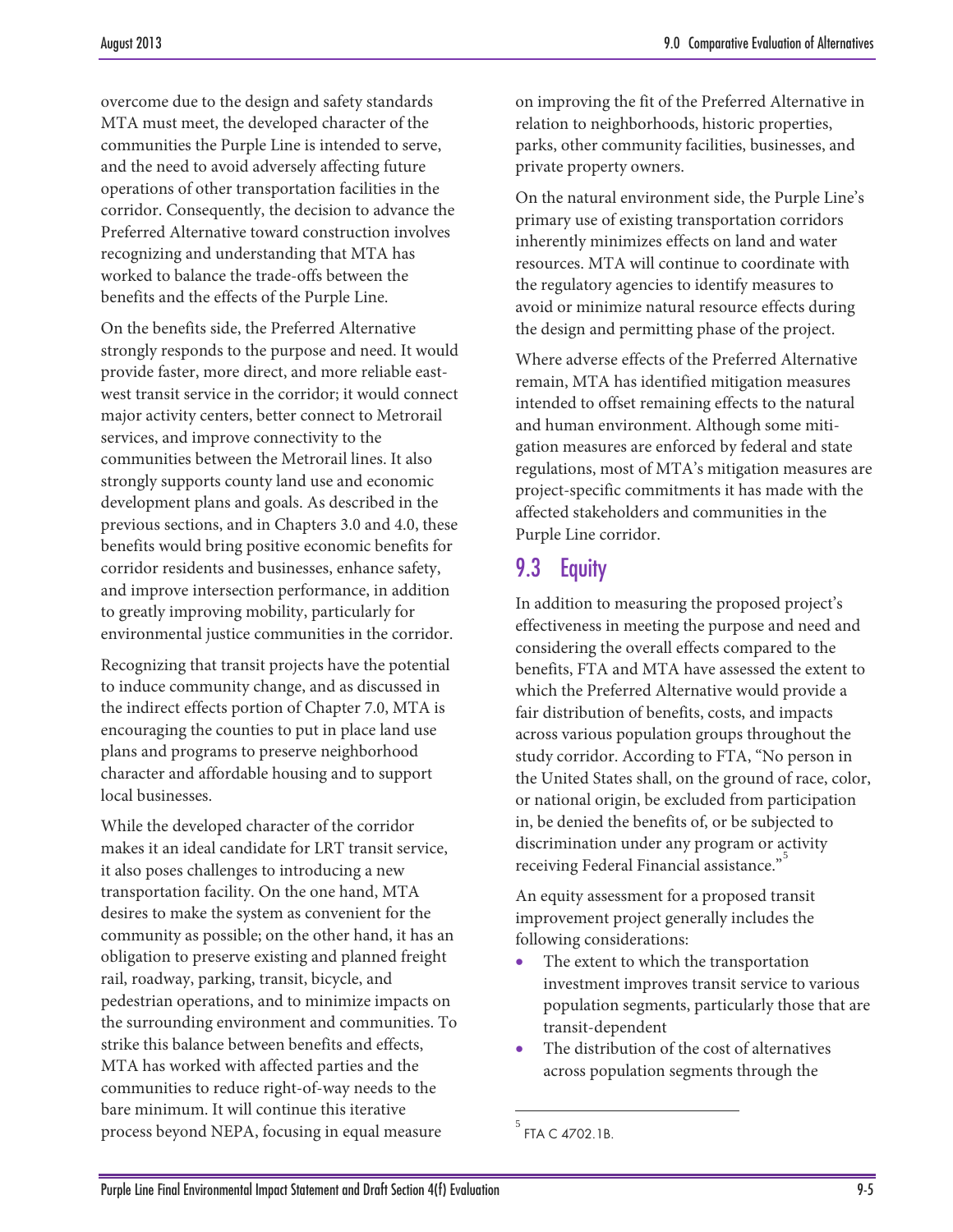overcome due to the design and safety standards MTA must meet, the developed character of the communities the Purple Line is intended to serve, and the need to avoid adversely affecting future operations of other transportation facilities in the corridor. Consequently, the decision to advance the Preferred Alternative toward construction involves recognizing and understanding that MTA has worked to balance the trade-offs between the benefits and the effects of the Purple Line.

On the benefits side, the Preferred Alternative strongly responds to the purpose and need. It would provide faster, more direct, and more reliable east-west transit service in the corridor; it would connect major activity centers, better connect to Metrorail services, and improve connectivity to the communities between the Metrorail lines. It also strongly supports county land use and economic development plans and goals. As described in the previous sections, and in Chapters 3.0 and 4.0, these benefits would bring positive economic benefits for corridor residents and businesses, enhance safety, and improve intersection performance, in addition to greatly improving mobility, particularly for environmental justice communities in the corridor.

Recognizing that transit projects have the potential to induce community change, and as discussed in the indirect effects portion of Chapter 7.0, MTA is encouraging the counties to put in place land use plans and programs to preserve neighborhood character and affordable housing and to support local businesses.

While the developed character of the corridor makes it an ideal candidate for LRT transit service, it also poses challenges to introducing a new transportation facility. On the one hand, MTA desires to make the system as convenient for the community as possible; on the other hand, it has an obligation to preserve existing and planned freight rail, roadway, parking, transit, bicycle, and pedestrian operations, and to minimize impacts on the surrounding environment and communities. To strike this balance between benefits and effects, MTA has worked with affected parties and the communities to reduce right-of-way needs to the bare minimum. It will continue this iterative process beyond NEPA, focusing in equal measure on improving the fit of the Preferred Alternative in relation to neighborhoods, historic properties, parks, other community facilities, businesses, and private property owners.

On the natural environment side, the Purple Line's primary use of existing transportation corridors inherently minimizes effects on land and water resources. MTA will continue to coordinate with the regulatory agencies to identify measures to avoid or minimize natural resource effects during the design and permitting phase of the project.

Where adverse effects of the Preferred Alternative remain, MTA has identified mitigation measures intended to offset remaining effects to the natural and human environment. Although some mitigation measures are enforced by federal and state regulations, most of MTA's mitigation measures are project-specific commitments it has made with the affected stakeholders and communities in the Purple Line corridor.

## 9.3 Equity

In addition to measuring the proposed project's effectiveness in meeting the purpose and need and considering the overall effects compared to the benefits, FTA and MTA have assessed the extent to which the Preferred Alternative would provide a fair distribution of benefits, costs, and impacts across various population groups throughout the study corridor. According to FTA, "No person in the United States shall, on the ground of race, color, or national origin, be excluded from participation in, be denied the benefits of, or be subjected to discrimination under any program or activity receiving Federal Financial assistance."[5]

An equity assessment for a proposed transit improvement project generally includes the following considerations:

- The extent to which the transportation investment improves transit service to various population segments, particularly those that are transit-dependent
- The distribution of the cost of alternatives across population segments through the

[5] FTA C 4702.1B.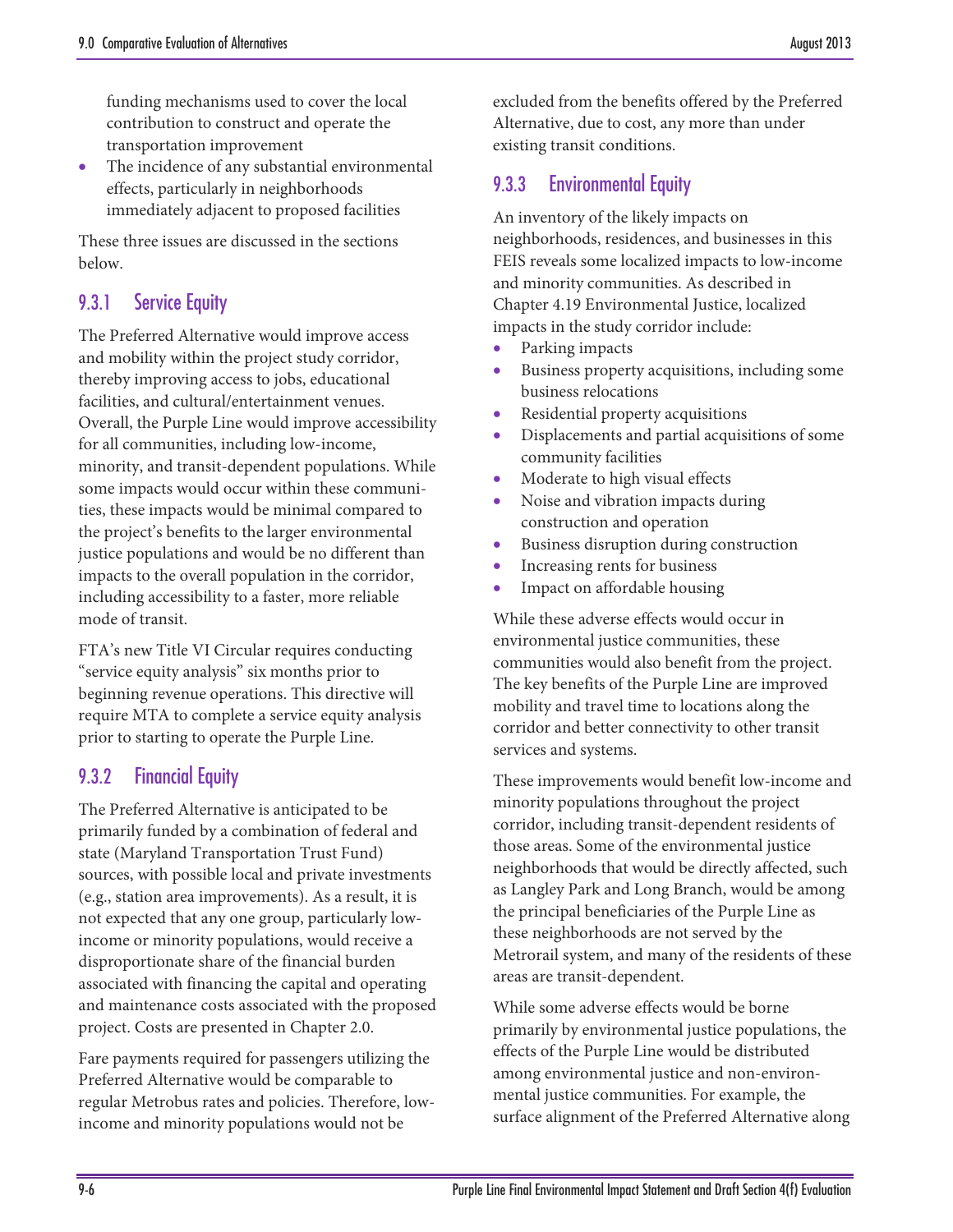funding mechanisms used to cover the local contribution to construct and operate the transportation improvement

- The incidence of any substantial environmental effects, particularly in neighborhoods immediately adjacent to proposed facilities

These three issues are discussed in the sections below.

### 9.3.1 Service Equity

The Preferred Alternative would improve access and mobility within the project study corridor, thereby improving access to jobs, educational facilities, and cultural/entertainment venues. Overall, the Purple Line would improve accessibility for all communities, including low-income, minority, and transit-dependent populations. While some impacts would occur within these communities, these impacts would be minimal compared to the project's benefits to the larger environmental justice populations and would be no different than impacts to the overall population in the corridor, including accessibility to a faster, more reliable mode of transit.

FTA's new Title VI Circular requires conducting "service equity analysis" six months prior to beginning revenue operations. This directive will require MTA to complete a service equity analysis prior to starting to operate the Purple Line.

### 9.3.2 Financial Equity

The Preferred Alternative is anticipated to be primarily funded by a combination of federal and state (Maryland Transportation Trust Fund) sources, with possible local and private investments (e.g., station area improvements). As a result, it is not expected that any one group, particularly low-income or minority populations, would receive a disproportionate share of the financial burden associated with financing the capital and operating and maintenance costs associated with the proposed project. Costs are presented in Chapter 2.0.

Fare payments required for passengers utilizing the Preferred Alternative would be comparable to regular Metrobus rates and policies. Therefore, low-income and minority populations would not be excluded from the benefits offered by the Preferred Alternative, due to cost, any more than under existing transit conditions.

### 9.3.3 Environmental Equity

An inventory of the likely impacts on neighborhoods, residences, and businesses in this FEIS reveals some localized impacts to low-income and minority communities. As described in Chapter 4.19 Environmental Justice, localized impacts in the study corridor include:

- Parking impacts
- Business property acquisitions, including some business relocations
- Residential property acquisitions
- Displacements and partial acquisitions of some community facilities
- Moderate to high visual effects
- Noise and vibration impacts during construction and operation
- Business disruption during construction
- Increasing rents for business
- Impact on affordable housing

While these adverse effects would occur in environmental justice communities, these communities would also benefit from the project. The key benefits of the Purple Line are improved mobility and travel time to locations along the corridor and better connectivity to other transit services and systems.

These improvements would benefit low-income and minority populations throughout the project corridor, including transit-dependent residents of those areas. Some of the environmental justice neighborhoods that would be directly affected, such as Langley Park and Long Branch, would be among the principal beneficiaries of the Purple Line as these neighborhoods are not served by the Metrorail system, and many of the residents of these areas are transit-dependent.

While some adverse effects would be borne primarily by environmental justice populations, the effects of the Purple Line would be distributed among environmental justice and non-environmental justice communities. For example, the surface alignment of the Preferred Alternative along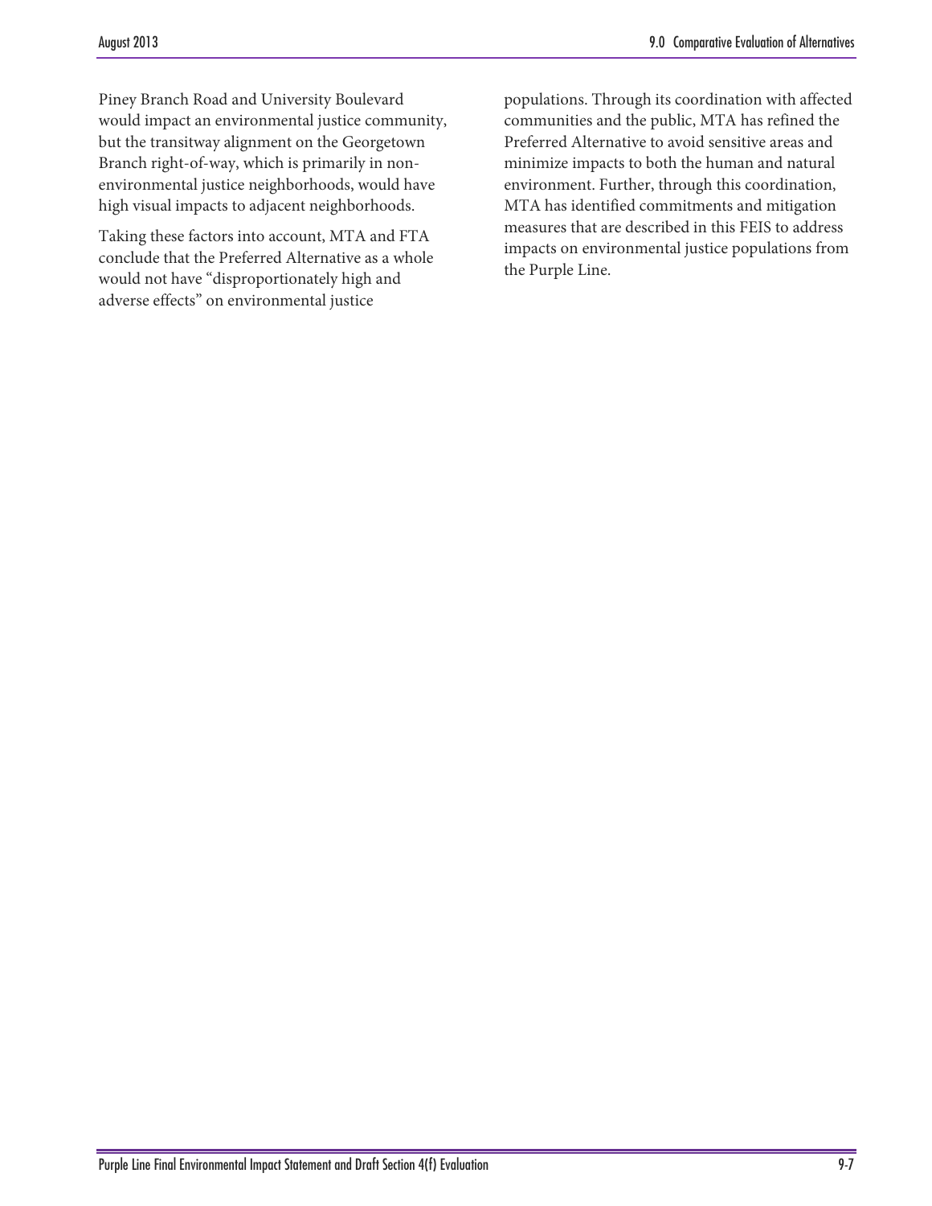Piney Branch Road and University Boulevard would impact an environmental justice community, but the transitway alignment on the Georgetown Branch right-of-way, which is primarily in non-environmental justice neighborhoods, would have high visual impacts to adjacent neighborhoods.

Taking these factors into account, MTA and FTA conclude that the Preferred Alternative as a whole would not have "disproportionately high and adverse effects" on environmental justice populations. Through its coordination with affected communities and the public, MTA has refined the Preferred Alternative to avoid sensitive areas and minimize impacts to both the human and natural environment. Further, through this coordination, MTA has identified commitments and mitigation measures that are described in this FEIS to address impacts on environmental justice populations from the Purple Line.